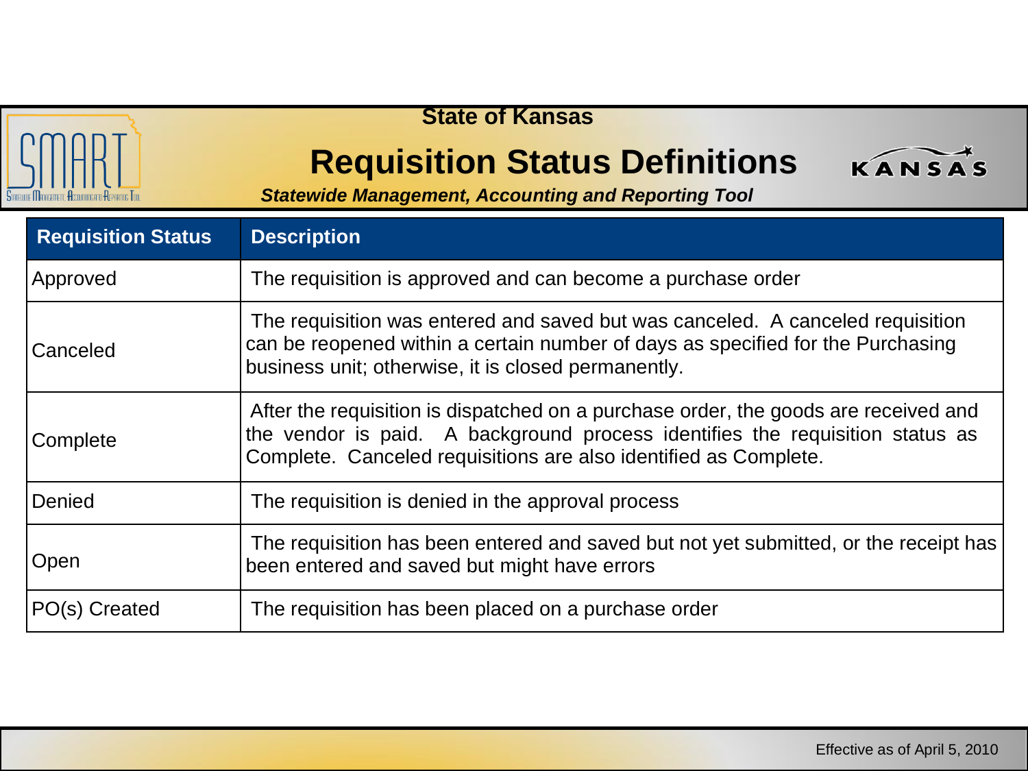State of Kansas

# Requisition Status Definitions

***Statewide Management, Accounting and Reporting Tool***

| Requisition Status | Description |
| --- | --- |
| Approved | The requisition is approved and can become a purchase order |
| Canceled | The requisition was entered and saved but was canceled. A canceled requisition can be reopened within a certain number of days as specified for the Purchasing business unit; otherwise, it is closed permanently. |
| Complete | After the requisition is dispatched on a purchase order, the goods are received and the vendor is paid. A background process identifies the requisition status as Complete. Canceled requisitions are also identified as Complete. |
| Denied | The requisition is denied in the approval process |
| Open | The requisition has been entered and saved but not yet submitted, or the receipt has been entered and saved but might have errors |
| PO(s) Created | The requisition has been placed on a purchase order |

Effective as of April 5, 2010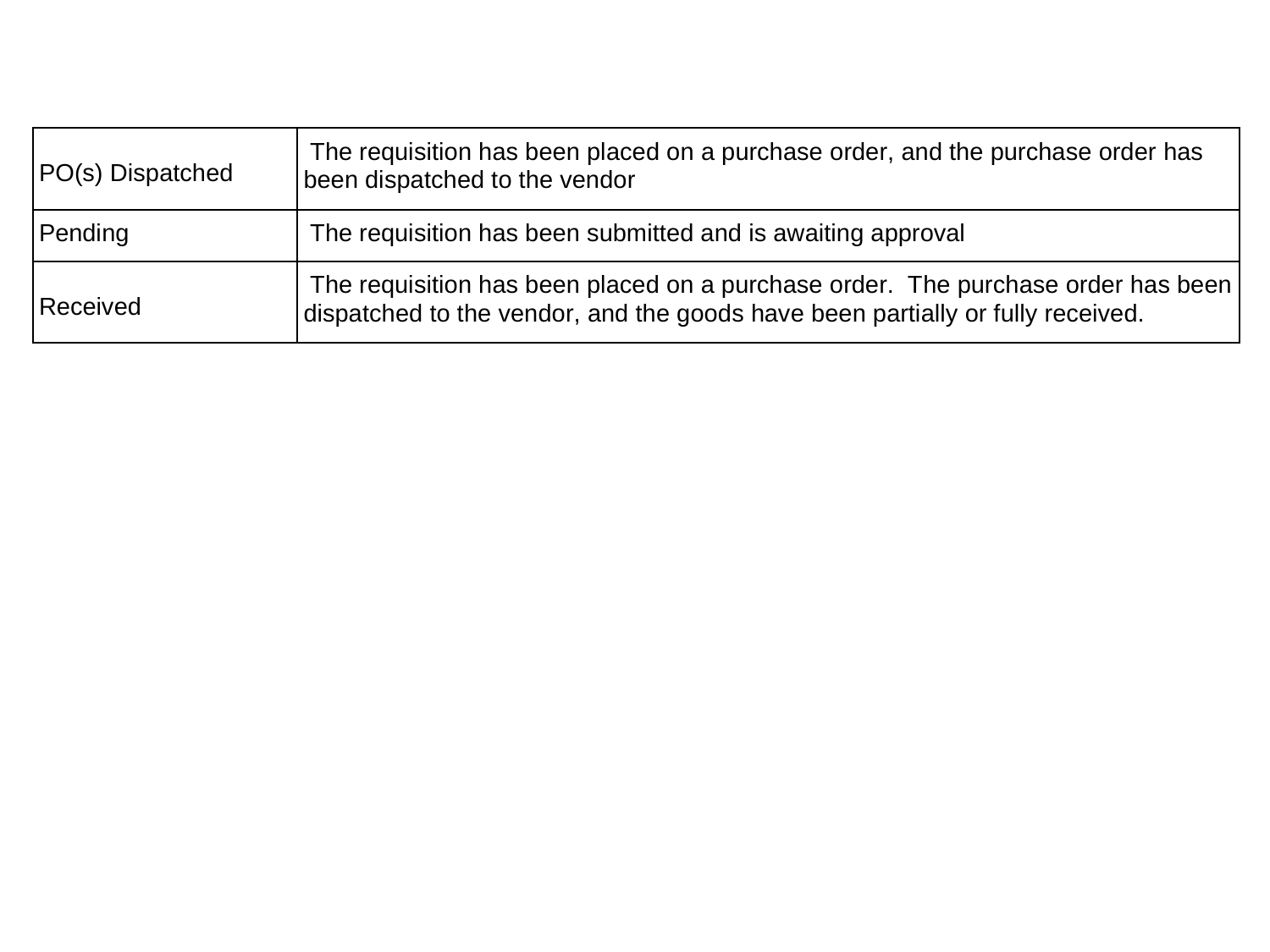| | |
|---|---|
| PO(s) Dispatched | The requisition has been placed on a purchase order, and the purchase order has been dispatched to the vendor |
| Pending | The requisition has been submitted and is awaiting approval |
| Received | The requisition has been placed on a purchase order. The purchase order has been dispatched to the vendor, and the goods have been partially or fully received. |